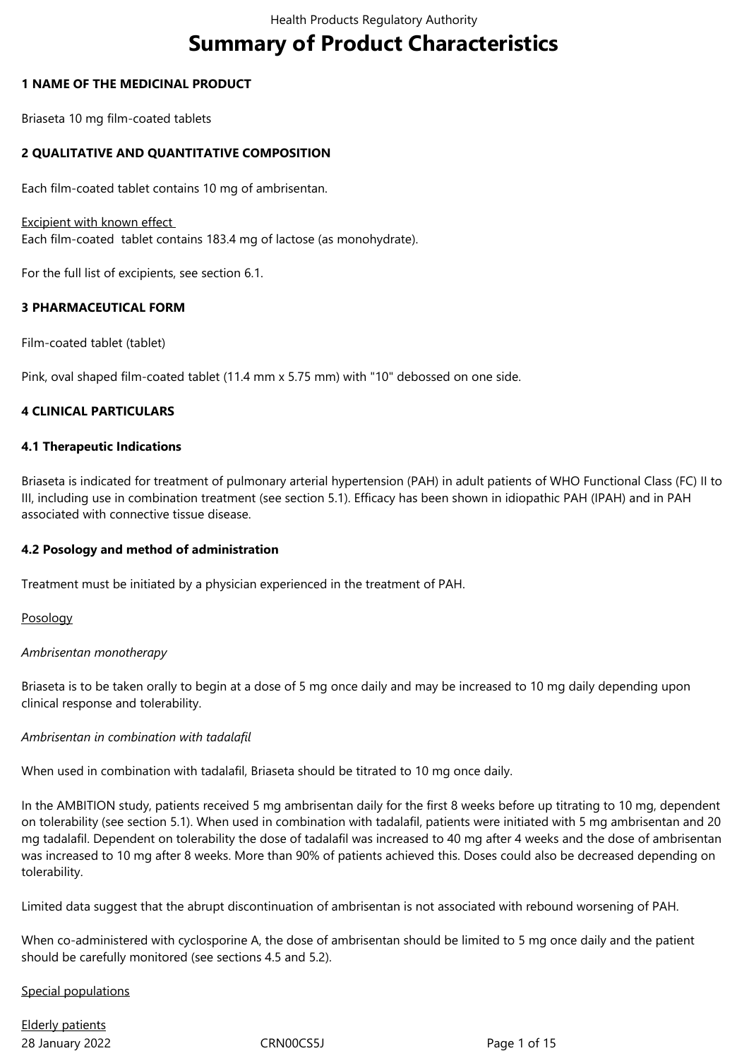# Summary of Product Characteristics

## 1 NAME OF THE MEDICINAL PRODUCT

Briaseta 10 mg film-coated tablets

## 2 QUALITATIVE AND QUANTITATIVE COMPOSITION

Each film-coated tablet contains 10 mg of ambrisentan.

Excipient with known effect
Each film-coated tablet contains 183.4 mg of lactose (as monohydrate).

For the full list of excipients, see section 6.1.

## 3 PHARMACEUTICAL FORM

Film-coated tablet (tablet)

Pink, oval shaped film-coated tablet (11.4 mm x 5.75 mm) with "10" debossed on one side.

## 4 CLINICAL PARTICULARS

### 4.1 Therapeutic Indications

Briaseta is indicated for treatment of pulmonary arterial hypertension (PAH) in adult patients of WHO Functional Class (FC) II to III, including use in combination treatment (see section 5.1). Efficacy has been shown in idiopathic PAH (IPAH) and in PAH associated with connective tissue disease.

### 4.2 Posology and method of administration

Treatment must be initiated by a physician experienced in the treatment of PAH.

Posology

*Ambrisentan monotherapy*

Briaseta is to be taken orally to begin at a dose of 5 mg once daily and may be increased to 10 mg daily depending upon clinical response and tolerability.

*Ambrisentan in combination with tadalafil*

When used in combination with tadalafil, Briaseta should be titrated to 10 mg once daily.

In the AMBITION study, patients received 5 mg ambrisentan daily for the first 8 weeks before up titrating to 10 mg, dependent on tolerability (see section 5.1). When used in combination with tadalafil, patients were initiated with 5 mg ambrisentan and 20 mg tadalafil. Dependent on tolerability the dose of tadalafil was increased to 40 mg after 4 weeks and the dose of ambrisentan was increased to 10 mg after 8 weeks. More than 90% of patients achieved this. Doses could also be decreased depending on tolerability.

Limited data suggest that the abrupt discontinuation of ambrisentan is not associated with rebound worsening of PAH.

When co-administered with cyclosporine A, the dose of ambrisentan should be limited to 5 mg once daily and the patient should be carefully monitored (see sections 4.5 and 5.2).

Special populations

Elderly patients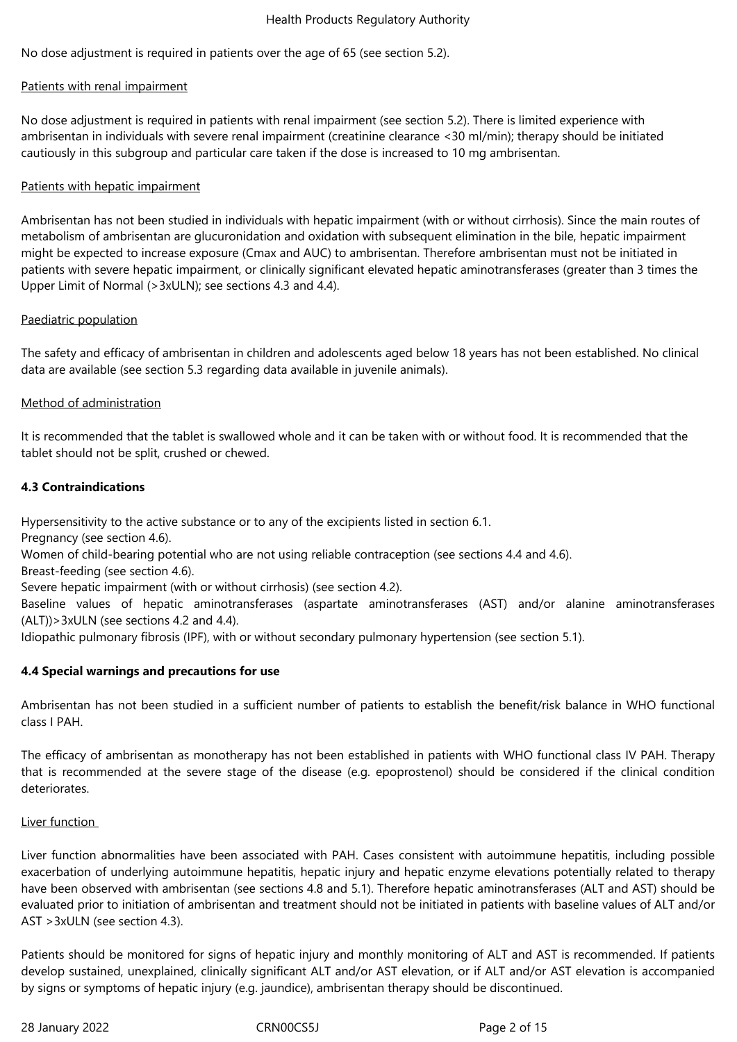No dose adjustment is required in patients over the age of 65 (see section 5.2).

Patients with renal impairment

No dose adjustment is required in patients with renal impairment (see section 5.2). There is limited experience with ambrisentan in individuals with severe renal impairment (creatinine clearance <30 ml/min); therapy should be initiated cautiously in this subgroup and particular care taken if the dose is increased to 10 mg ambrisentan.

Patients with hepatic impairment

Ambrisentan has not been studied in individuals with hepatic impairment (with or without cirrhosis). Since the main routes of metabolism of ambrisentan are glucuronidation and oxidation with subsequent elimination in the bile, hepatic impairment might be expected to increase exposure (Cmax and AUC) to ambrisentan. Therefore ambrisentan must not be initiated in patients with severe hepatic impairment, or clinically significant elevated hepatic aminotransferases (greater than 3 times the Upper Limit of Normal (>3xULN); see sections 4.3 and 4.4).

Paediatric population

The safety and efficacy of ambrisentan in children and adolescents aged below 18 years has not been established. No clinical data are available (see section 5.3 regarding data available in juvenile animals).

Method of administration

It is recommended that the tablet is swallowed whole and it can be taken with or without food. It is recommended that the tablet should not be split, crushed or chewed.

**4.3 Contraindications**

Hypersensitivity to the active substance or to any of the excipients listed in section 6.1.
Pregnancy (see section 4.6).
Women of child-bearing potential who are not using reliable contraception (see sections 4.4 and 4.6).
Breast-feeding (see section 4.6).
Severe hepatic impairment (with or without cirrhosis) (see section 4.2).
Baseline values of hepatic aminotransferases (aspartate aminotransferases (AST) and/or alanine aminotransferases (ALT))>3xULN (see sections 4.2 and 4.4).
Idiopathic pulmonary fibrosis (IPF), with or without secondary pulmonary hypertension (see section 5.1).

**4.4 Special warnings and precautions for use**

Ambrisentan has not been studied in a sufficient number of patients to establish the benefit/risk balance in WHO functional class I PAH.

The efficacy of ambrisentan as monotherapy has not been established in patients with WHO functional class IV PAH. Therapy that is recommended at the severe stage of the disease (e.g. epoprostenol) should be considered if the clinical condition deteriorates.

Liver function

Liver function abnormalities have been associated with PAH. Cases consistent with autoimmune hepatitis, including possible exacerbation of underlying autoimmune hepatitis, hepatic injury and hepatic enzyme elevations potentially related to therapy have been observed with ambrisentan (see sections 4.8 and 5.1). Therefore hepatic aminotransferases (ALT and AST) should be evaluated prior to initiation of ambrisentan and treatment should not be initiated in patients with baseline values of ALT and/or AST >3xULN (see section 4.3).

Patients should be monitored for signs of hepatic injury and monthly monitoring of ALT and AST is recommended. If patients develop sustained, unexplained, clinically significant ALT and/or AST elevation, or if ALT and/or AST elevation is accompanied by signs or symptoms of hepatic injury (e.g. jaundice), ambrisentan therapy should be discontinued.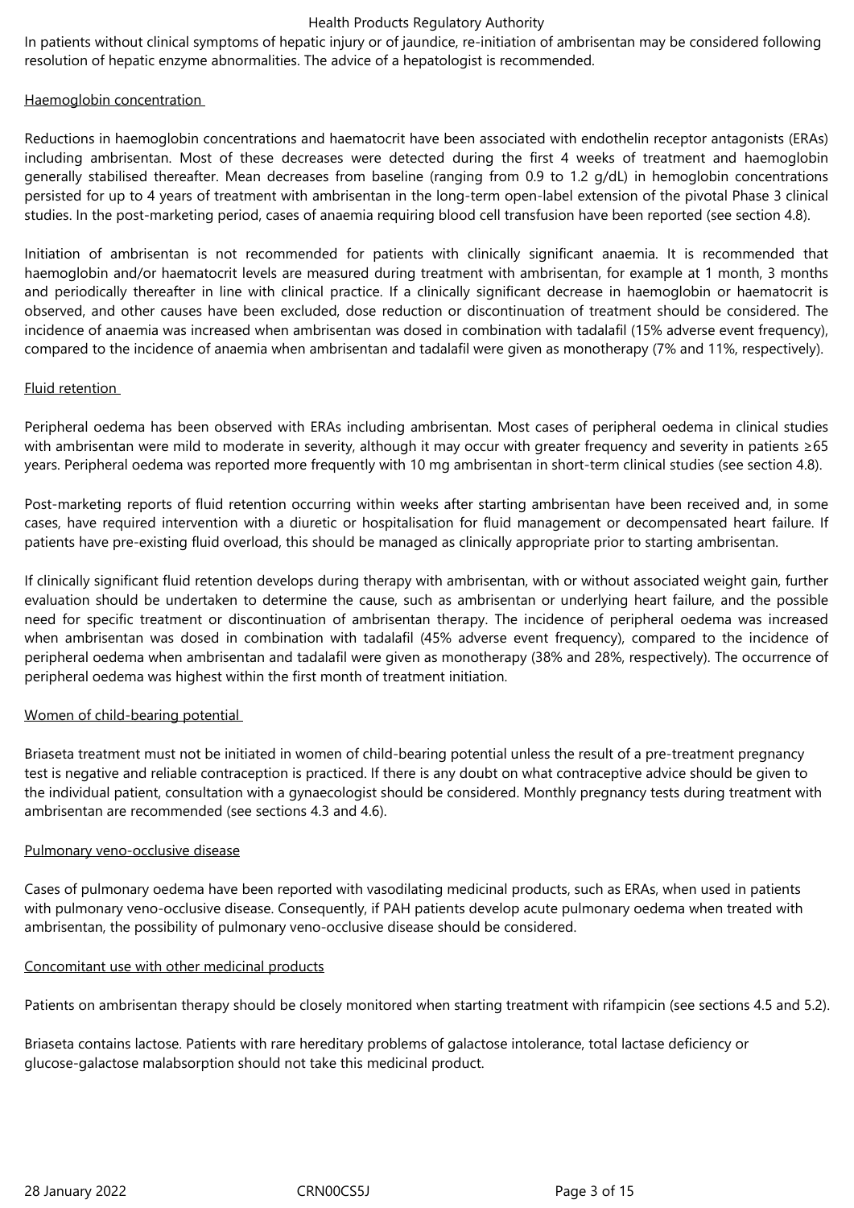In patients without clinical symptoms of hepatic injury or of jaundice, re-initiation of ambrisentan may be considered following resolution of hepatic enzyme abnormalities. The advice of a hepatologist is recommended.

Haemoglobin concentration

Reductions in haemoglobin concentrations and haematocrit have been associated with endothelin receptor antagonists (ERAs) including ambrisentan. Most of these decreases were detected during the first 4 weeks of treatment and haemoglobin generally stabilised thereafter. Mean decreases from baseline (ranging from 0.9 to 1.2 g/dL) in hemoglobin concentrations persisted for up to 4 years of treatment with ambrisentan in the long-term open-label extension of the pivotal Phase 3 clinical studies. In the post-marketing period, cases of anaemia requiring blood cell transfusion have been reported (see section 4.8).

Initiation of ambrisentan is not recommended for patients with clinically significant anaemia. It is recommended that haemoglobin and/or haematocrit levels are measured during treatment with ambrisentan, for example at 1 month, 3 months and periodically thereafter in line with clinical practice. If a clinically significant decrease in haemoglobin or haematocrit is observed, and other causes have been excluded, dose reduction or discontinuation of treatment should be considered. The incidence of anaemia was increased when ambrisentan was dosed in combination with tadalafil (15% adverse event frequency), compared to the incidence of anaemia when ambrisentan and tadalafil were given as monotherapy (7% and 11%, respectively).

Fluid retention

Peripheral oedema has been observed with ERAs including ambrisentan. Most cases of peripheral oedema in clinical studies with ambrisentan were mild to moderate in severity, although it may occur with greater frequency and severity in patients ≥65 years. Peripheral oedema was reported more frequently with 10 mg ambrisentan in short-term clinical studies (see section 4.8).

Post-marketing reports of fluid retention occurring within weeks after starting ambrisentan have been received and, in some cases, have required intervention with a diuretic or hospitalisation for fluid management or decompensated heart failure. If patients have pre-existing fluid overload, this should be managed as clinically appropriate prior to starting ambrisentan.

If clinically significant fluid retention develops during therapy with ambrisentan, with or without associated weight gain, further evaluation should be undertaken to determine the cause, such as ambrisentan or underlying heart failure, and the possible need for specific treatment or discontinuation of ambrisentan therapy. The incidence of peripheral oedema was increased when ambrisentan was dosed in combination with tadalafil (45% adverse event frequency), compared to the incidence of peripheral oedema when ambrisentan and tadalafil were given as monotherapy (38% and 28%, respectively). The occurrence of peripheral oedema was highest within the first month of treatment initiation.

Women of child-bearing potential

Briaseta treatment must not be initiated in women of child-bearing potential unless the result of a pre-treatment pregnancy test is negative and reliable contraception is practiced. If there is any doubt on what contraceptive advice should be given to the individual patient, consultation with a gynaecologist should be considered. Monthly pregnancy tests during treatment with ambrisentan are recommended (see sections 4.3 and 4.6).

Pulmonary veno-occlusive disease

Cases of pulmonary oedema have been reported with vasodilating medicinal products, such as ERAs, when used in patients with pulmonary veno-occlusive disease. Consequently, if PAH patients develop acute pulmonary oedema when treated with ambrisentan, the possibility of pulmonary veno-occlusive disease should be considered.

Concomitant use with other medicinal products

Patients on ambrisentan therapy should be closely monitored when starting treatment with rifampicin (see sections 4.5 and 5.2).

Briaseta contains lactose. Patients with rare hereditary problems of galactose intolerance, total lactase deficiency or glucose-galactose malabsorption should not take this medicinal product.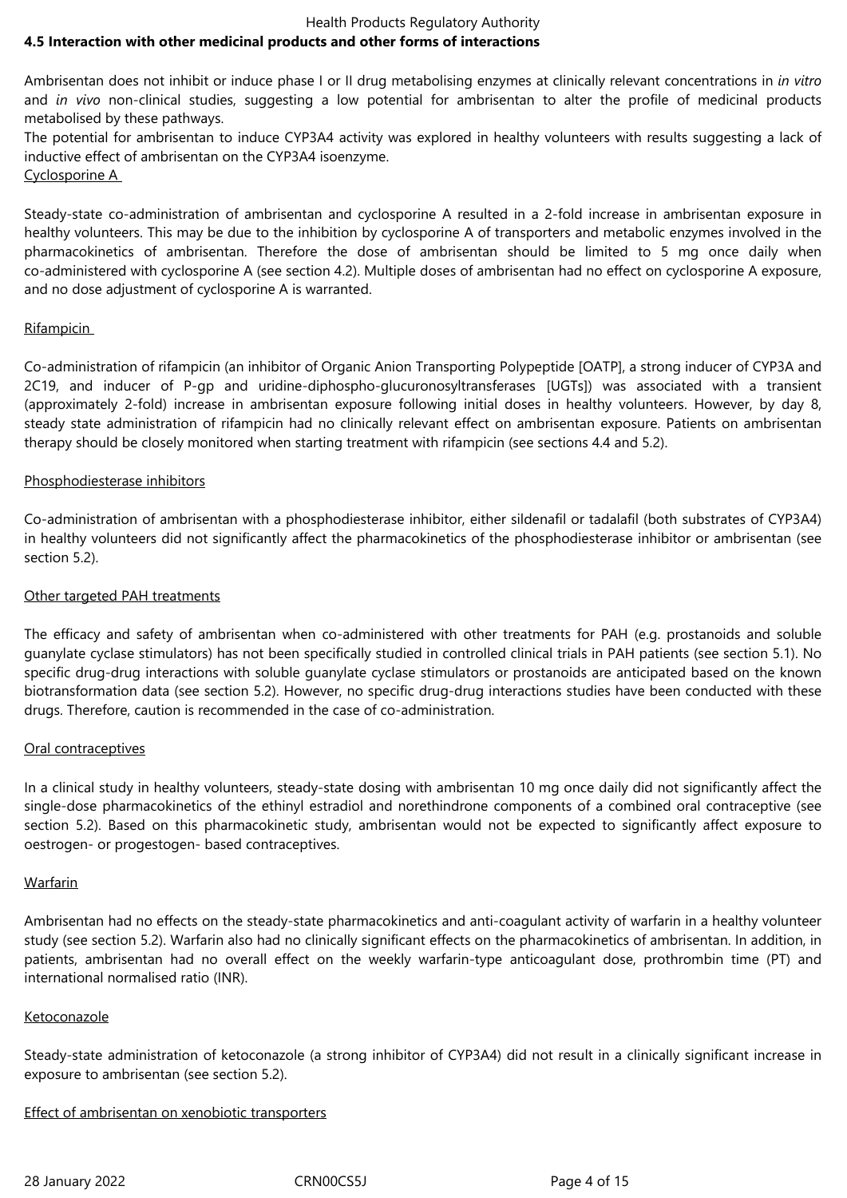## 4.5 Interaction with other medicinal products and other forms of interactions

Ambrisentan does not inhibit or induce phase I or II drug metabolising enzymes at clinically relevant concentrations in *in vitro* and *in vivo* non-clinical studies, suggesting a low potential for ambrisentan to alter the profile of medicinal products metabolised by these pathways.

The potential for ambrisentan to induce CYP3A4 activity was explored in healthy volunteers with results suggesting a lack of inductive effect of ambrisentan on the CYP3A4 isoenzyme.

### Cyclosporine A

Steady-state co-administration of ambrisentan and cyclosporine A resulted in a 2-fold increase in ambrisentan exposure in healthy volunteers. This may be due to the inhibition by cyclosporine A of transporters and metabolic enzymes involved in the pharmacokinetics of ambrisentan. Therefore the dose of ambrisentan should be limited to 5 mg once daily when co-administered with cyclosporine A (see section 4.2). Multiple doses of ambrisentan had no effect on cyclosporine A exposure, and no dose adjustment of cyclosporine A is warranted.

### Rifampicin

Co-administration of rifampicin (an inhibitor of Organic Anion Transporting Polypeptide [OATP], a strong inducer of CYP3A and 2C19, and inducer of P-gp and uridine-diphospho-glucuronosyltransferases [UGTs]) was associated with a transient (approximately 2-fold) increase in ambrisentan exposure following initial doses in healthy volunteers. However, by day 8, steady state administration of rifampicin had no clinically relevant effect on ambrisentan exposure. Patients on ambrisentan therapy should be closely monitored when starting treatment with rifampicin (see sections 4.4 and 5.2).

### Phosphodiesterase inhibitors

Co-administration of ambrisentan with a phosphodiesterase inhibitor, either sildenafil or tadalafil (both substrates of CYP3A4) in healthy volunteers did not significantly affect the pharmacokinetics of the phosphodiesterase inhibitor or ambrisentan (see section 5.2).

### Other targeted PAH treatments

The efficacy and safety of ambrisentan when co-administered with other treatments for PAH (e.g. prostanoids and soluble guanylate cyclase stimulators) has not been specifically studied in controlled clinical trials in PAH patients (see section 5.1). No specific drug-drug interactions with soluble guanylate cyclase stimulators or prostanoids are anticipated based on the known biotransformation data (see section 5.2). However, no specific drug-drug interactions studies have been conducted with these drugs. Therefore, caution is recommended in the case of co-administration.

### Oral contraceptives

In a clinical study in healthy volunteers, steady-state dosing with ambrisentan 10 mg once daily did not significantly affect the single-dose pharmacokinetics of the ethinyl estradiol and norethindrone components of a combined oral contraceptive (see section 5.2). Based on this pharmacokinetic study, ambrisentan would not be expected to significantly affect exposure to oestrogen- or progestogen- based contraceptives.

### Warfarin

Ambrisentan had no effects on the steady-state pharmacokinetics and anti-coagulant activity of warfarin in a healthy volunteer study (see section 5.2). Warfarin also had no clinically significant effects on the pharmacokinetics of ambrisentan. In addition, in patients, ambrisentan had no overall effect on the weekly warfarin-type anticoagulant dose, prothrombin time (PT) and international normalised ratio (INR).

### Ketoconazole

Steady-state administration of ketoconazole (a strong inhibitor of CYP3A4) did not result in a clinically significant increase in exposure to ambrisentan (see section 5.2).

### Effect of ambrisentan on xenobiotic transporters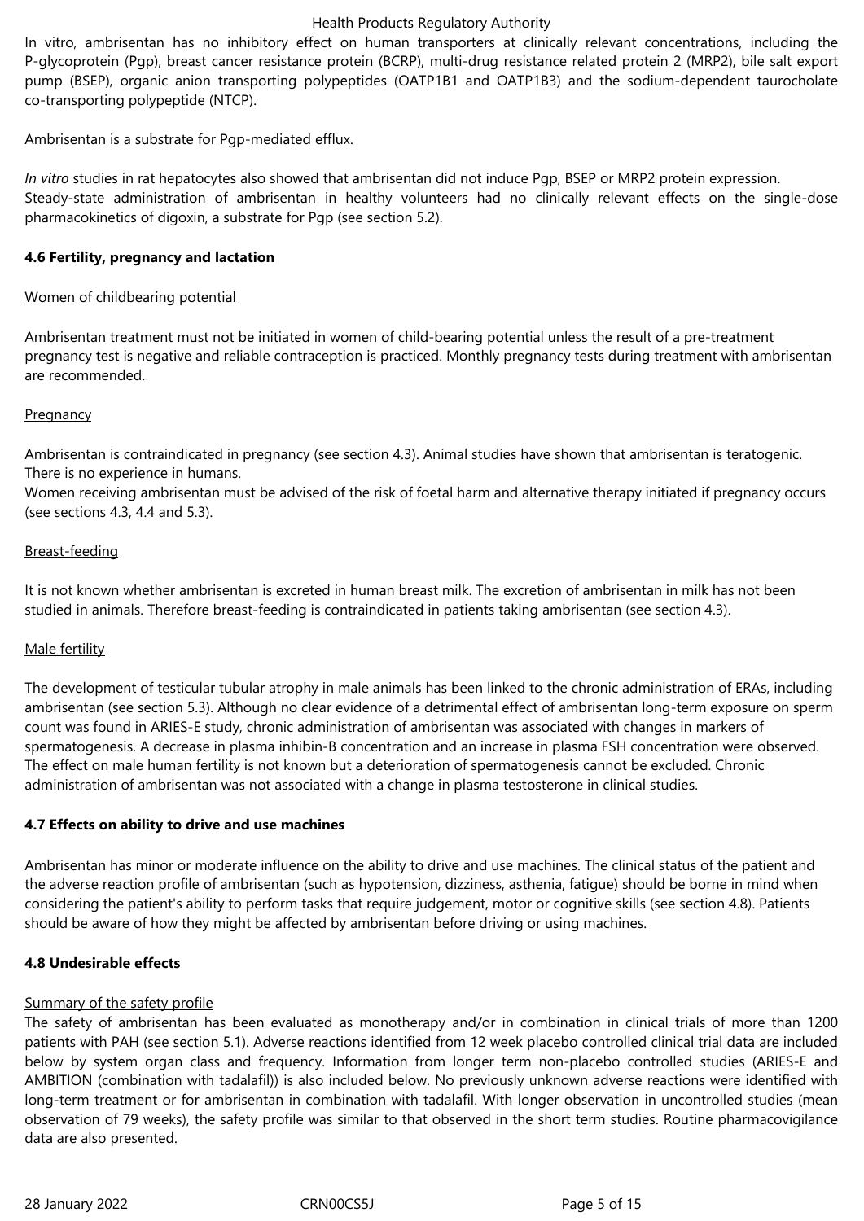In vitro, ambrisentan has no inhibitory effect on human transporters at clinically relevant concentrations, including the P-glycoprotein (Pgp), breast cancer resistance protein (BCRP), multi-drug resistance related protein 2 (MRP2), bile salt export pump (BSEP), organic anion transporting polypeptides (OATP1B1 and OATP1B3) and the sodium-dependent taurocholate co-transporting polypeptide (NTCP).

Ambrisentan is a substrate for Pgp-mediated efflux.

*In vitro* studies in rat hepatocytes also showed that ambrisentan did not induce Pgp, BSEP or MRP2 protein expression. Steady-state administration of ambrisentan in healthy volunteers had no clinically relevant effects on the single-dose pharmacokinetics of digoxin, a substrate for Pgp (see section 5.2).

## 4.6 Fertility, pregnancy and lactation

Women of childbearing potential

Ambrisentan treatment must not be initiated in women of child-bearing potential unless the result of a pre-treatment pregnancy test is negative and reliable contraception is practiced. Monthly pregnancy tests during treatment with ambrisentan are recommended.

Pregnancy

Ambrisentan is contraindicated in pregnancy (see section 4.3). Animal studies have shown that ambrisentan is teratogenic. There is no experience in humans.
Women receiving ambrisentan must be advised of the risk of foetal harm and alternative therapy initiated if pregnancy occurs (see sections 4.3, 4.4 and 5.3).

Breast-feeding

It is not known whether ambrisentan is excreted in human breast milk. The excretion of ambrisentan in milk has not been studied in animals. Therefore breast-feeding is contraindicated in patients taking ambrisentan (see section 4.3).

Male fertility

The development of testicular tubular atrophy in male animals has been linked to the chronic administration of ERAs, including ambrisentan (see section 5.3). Although no clear evidence of a detrimental effect of ambrisentan long-term exposure on sperm count was found in ARIES-E study, chronic administration of ambrisentan was associated with changes in markers of spermatogenesis. A decrease in plasma inhibin-B concentration and an increase in plasma FSH concentration were observed. The effect on male human fertility is not known but a deterioration of spermatogenesis cannot be excluded. Chronic administration of ambrisentan was not associated with a change in plasma testosterone in clinical studies.

## 4.7 Effects on ability to drive and use machines

Ambrisentan has minor or moderate influence on the ability to drive and use machines. The clinical status of the patient and the adverse reaction profile of ambrisentan (such as hypotension, dizziness, asthenia, fatigue) should be borne in mind when considering the patient's ability to perform tasks that require judgement, motor or cognitive skills (see section 4.8). Patients should be aware of how they might be affected by ambrisentan before driving or using machines.

## 4.8 Undesirable effects

Summary of the safety profile

The safety of ambrisentan has been evaluated as monotherapy and/or in combination in clinical trials of more than 1200 patients with PAH (see section 5.1). Adverse reactions identified from 12 week placebo controlled clinical trial data are included below by system organ class and frequency. Information from longer term non-placebo controlled studies (ARIES-E and AMBITION (combination with tadalafil)) is also included below. No previously unknown adverse reactions were identified with long-term treatment or for ambrisentan in combination with tadalafil. With longer observation in uncontrolled studies (mean observation of 79 weeks), the safety profile was similar to that observed in the short term studies. Routine pharmacovigilance data are also presented.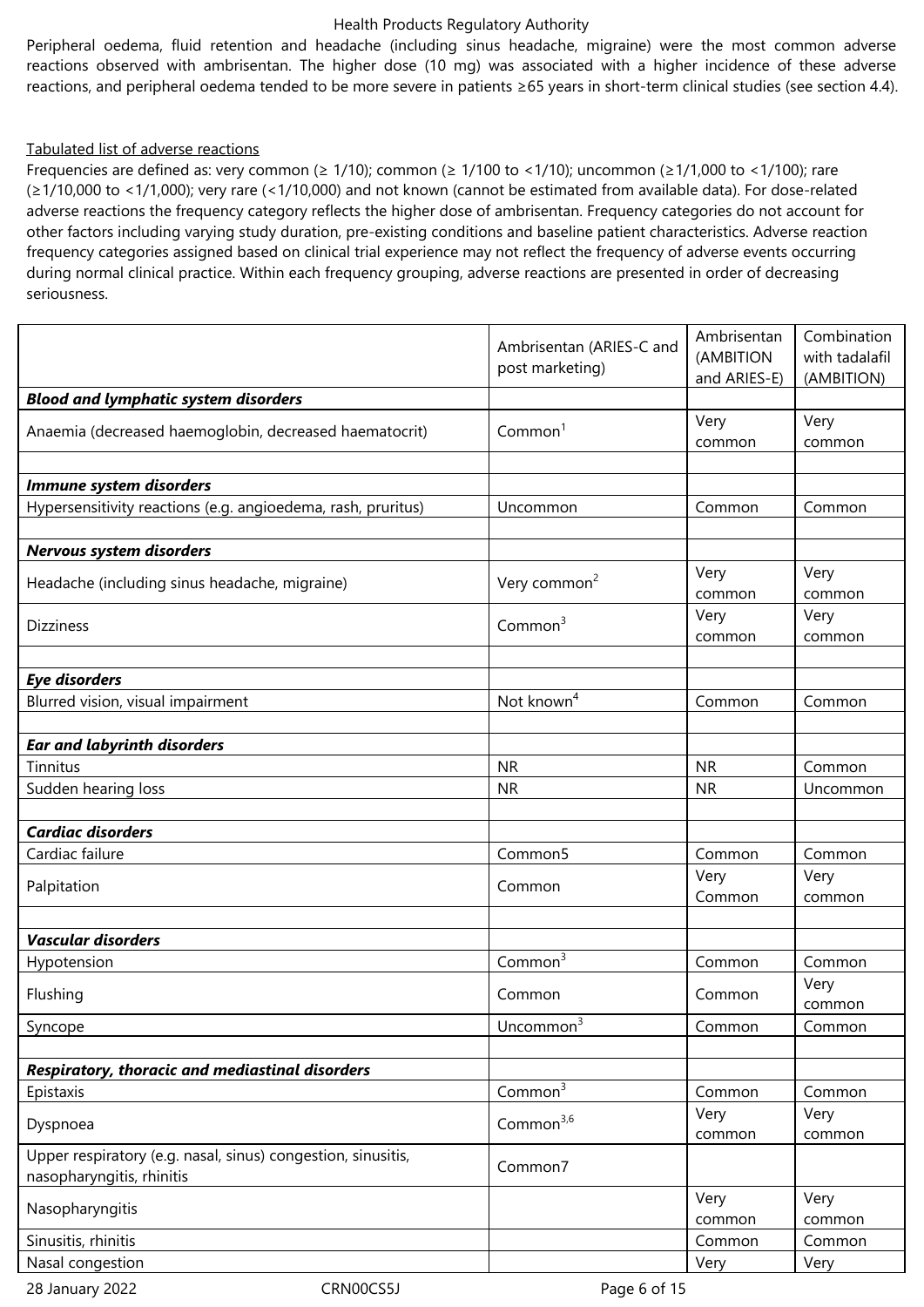Peripheral oedema, fluid retention and headache (including sinus headache, migraine) were the most common adverse reactions observed with ambrisentan. The higher dose (10 mg) was associated with a higher incidence of these adverse reactions, and peripheral oedema tended to be more severe in patients ≥65 years in short-term clinical studies (see section 4.4).

Tabulated list of adverse reactions

Frequencies are defined as: very common (≥ 1/10); common (≥ 1/100 to <1/10); uncommon (≥1/1,000 to <1/100); rare (≥1/10,000 to <1/1,000); very rare (<1/10,000) and not known (cannot be estimated from available data). For dose-related adverse reactions the frequency category reflects the higher dose of ambrisentan. Frequency categories do not account for other factors including varying study duration, pre-existing conditions and baseline patient characteristics. Adverse reaction frequency categories assigned based on clinical trial experience may not reflect the frequency of adverse events occurring during normal clinical practice. Within each frequency grouping, adverse reactions are presented in order of decreasing seriousness.

| | Ambrisentan (ARIES-C and post marketing) | Ambrisentan (AMBITION and ARIES-E) | Combination with tadalafil (AMBITION) |
|---|---|---|---|
| ***Blood and lymphatic system disorders*** | | | |
| Anaemia (decreased haemoglobin, decreased haematocrit) | Common[1] | Very common | Very common |
| | | | |
| ***Immune system disorders*** | | | |
| Hypersensitivity reactions (e.g. angioedema, rash, pruritus) | Uncommon | Common | Common |
| | | | |
| ***Nervous system disorders*** | | | |
| Headache (including sinus headache, migraine) | Very common[2] | Very common | Very common |
| Dizziness | Common[3] | Very common | Very common |
| | | | |
| ***Eye disorders*** | | | |
| Blurred vision, visual impairment | Not known[4] | Common | Common |
| | | | |
| ***Ear and labyrinth disorders*** | | | |
| Tinnitus | NR | NR | Common |
| Sudden hearing loss | NR | NR | Uncommon |
| | | | |
| ***Cardiac disorders*** | | | |
| Cardiac failure | Common5 | Common | Common |
| Palpitation | Common | Very Common | Very common |
| | | | |
| ***Vascular disorders*** | | | |
| Hypotension | Common[3] | Common | Common |
| Flushing | Common | Common | Very common |
| Syncope | Uncommon[3] | Common | Common |
| | | | |
| ***Respiratory, thoracic and mediastinal disorders*** | | | |
| Epistaxis | Common[3] | Common | Common |
| Dyspnoea | Common[3,6] | Very common | Very common |
| Upper respiratory (e.g. nasal, sinus) congestion, sinusitis, nasopharyngitis, rhinitis | Common7 | | |
| Nasopharyngitis | | Very common | Very common |
| Sinusitis, rhinitis | | Common | Common |
| Nasal congestion | | Very | Very |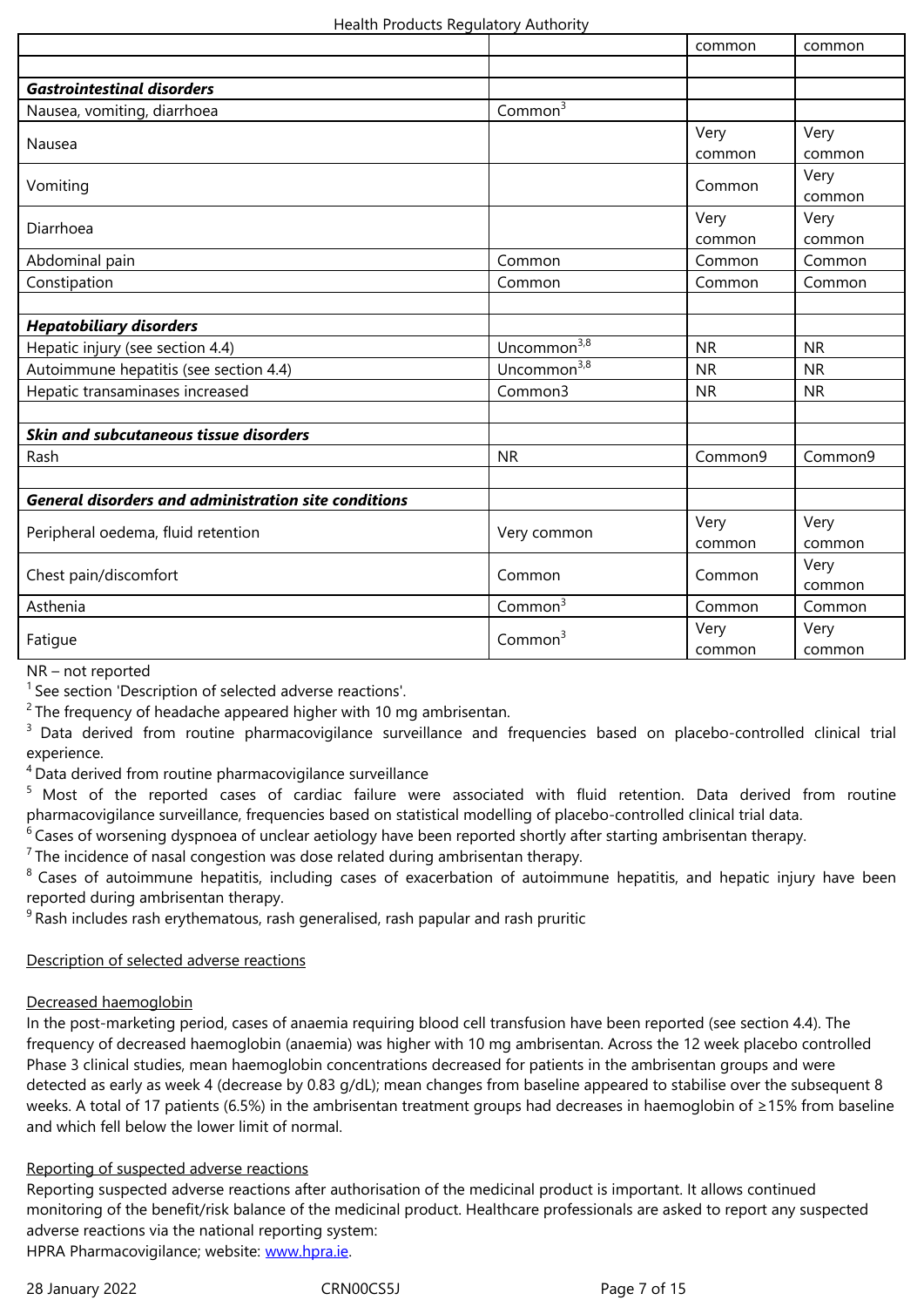| | | | |
|---|---|---|---|
| | | common | common |
| | | | |
| ***Gastrointestinal disorders*** | | | |
| Nausea, vomiting, diarrhoea | Common[3] | | |
| Nausea | | Very common | Very common |
| Vomiting | | Common | Very common |
| Diarrhoea | | Very common | Very common |
| Abdominal pain | Common | Common | Common |
| Constipation | Common | Common | Common |
| | | | |
| ***Hepatobiliary disorders*** | | | |
| Hepatic injury (see section 4.4) | Uncommon[3,8] | NR | NR |
| Autoimmune hepatitis (see section 4.4) | Uncommon[3,8] | NR | NR |
| Hepatic transaminases increased | Common3 | NR | NR |
| | | | |
| ***Skin and subcutaneous tissue disorders*** | | | |
| Rash | NR | Common9 | Common9 |
| | | | |
| ***General disorders and administration site conditions*** | | | |
| Peripheral oedema, fluid retention | Very common | Very common | Very common |
| Chest pain/discomfort | Common | Common | Very common |
| Asthenia | Common[3] | Common | Common |
| Fatigue | Common[3] | Very common | Very common |

NR – not reported

[1] See section 'Description of selected adverse reactions'.

[2] The frequency of headache appeared higher with 10 mg ambrisentan.

[3] Data derived from routine pharmacovigilance surveillance and frequencies based on placebo-controlled clinical trial experience.

[4] Data derived from routine pharmacovigilance surveillance

[5] Most of the reported cases of cardiac failure were associated with fluid retention. Data derived from routine pharmacovigilance surveillance, frequencies based on statistical modelling of placebo-controlled clinical trial data.

[6] Cases of worsening dyspnoea of unclear aetiology have been reported shortly after starting ambrisentan therapy.

[7] The incidence of nasal congestion was dose related during ambrisentan therapy.

[8] Cases of autoimmune hepatitis, including cases of exacerbation of autoimmune hepatitis, and hepatic injury have been reported during ambrisentan therapy.

[9] Rash includes rash erythematous, rash generalised, rash papular and rash pruritic

Description of selected adverse reactions

Decreased haemoglobin

In the post-marketing period, cases of anaemia requiring blood cell transfusion have been reported (see section 4.4). The frequency of decreased haemoglobin (anaemia) was higher with 10 mg ambrisentan. Across the 12 week placebo controlled Phase 3 clinical studies, mean haemoglobin concentrations decreased for patients in the ambrisentan groups and were detected as early as week 4 (decrease by 0.83 g/dL); mean changes from baseline appeared to stabilise over the subsequent 8 weeks. A total of 17 patients (6.5%) in the ambrisentan treatment groups had decreases in haemoglobin of ≥15% from baseline and which fell below the lower limit of normal.

Reporting of suspected adverse reactions

Reporting suspected adverse reactions after authorisation of the medicinal product is important. It allows continued monitoring of the benefit/risk balance of the medicinal product. Healthcare professionals are asked to report any suspected adverse reactions via the national reporting system:
HPRA Pharmacovigilance; website: www.hpra.ie.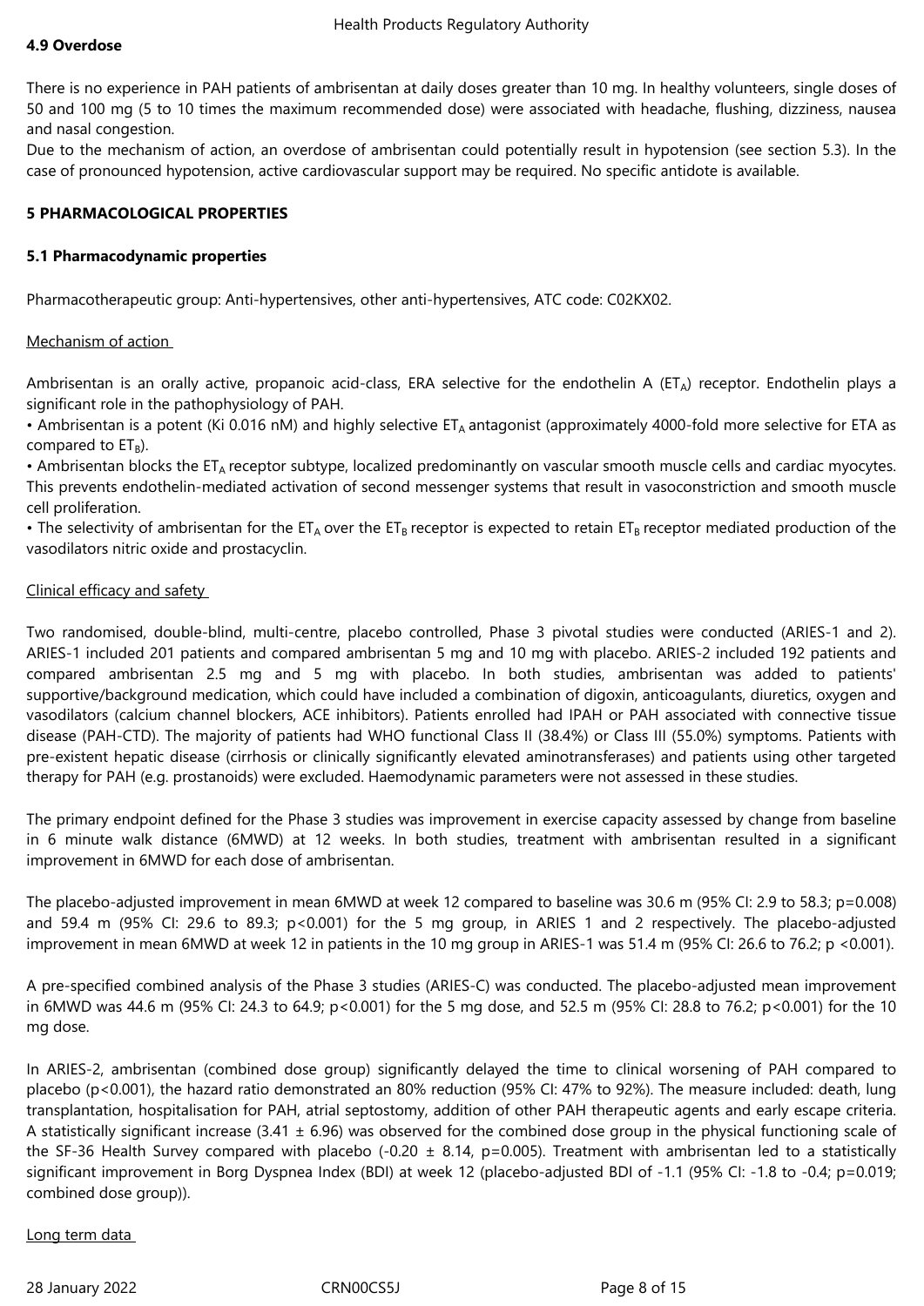### 4.9 Overdose

There is no experience in PAH patients of ambrisentan at daily doses greater than 10 mg. In healthy volunteers, single doses of 50 and 100 mg (5 to 10 times the maximum recommended dose) were associated with headache, flushing, dizziness, nausea and nasal congestion.
Due to the mechanism of action, an overdose of ambrisentan could potentially result in hypotension (see section 5.3). In the case of pronounced hypotension, active cardiovascular support may be required. No specific antidote is available.

## 5 PHARMACOLOGICAL PROPERTIES

### 5.1 Pharmacodynamic properties

Pharmacotherapeutic group: Anti-hypertensives, other anti-hypertensives, ATC code: C02KX02.

Mechanism of action

Ambrisentan is an orally active, propanoic acid-class, ERA selective for the endothelin A ($ET_A$) receptor. Endothelin plays a significant role in the pathophysiology of PAH.

- Ambrisentan is a potent (Ki 0.016 nM) and highly selective $ET_A$ antagonist (approximately 4000-fold more selective for ETA as compared to $ET_B$).
- Ambrisentan blocks the $ET_A$ receptor subtype, localized predominantly on vascular smooth muscle cells and cardiac myocytes. This prevents endothelin-mediated activation of second messenger systems that result in vasoconstriction and smooth muscle cell proliferation.
- The selectivity of ambrisentan for the $ET_A$ over the $ET_B$ receptor is expected to retain $ET_B$ receptor mediated production of the vasodilators nitric oxide and prostacyclin.

Clinical efficacy and safety

Two randomised, double-blind, multi-centre, placebo controlled, Phase 3 pivotal studies were conducted (ARIES-1 and 2). ARIES-1 included 201 patients and compared ambrisentan 5 mg and 10 mg with placebo. ARIES-2 included 192 patients and compared ambrisentan 2.5 mg and 5 mg with placebo. In both studies, ambrisentan was added to patients' supportive/background medication, which could have included a combination of digoxin, anticoagulants, diuretics, oxygen and vasodilators (calcium channel blockers, ACE inhibitors). Patients enrolled had IPAH or PAH associated with connective tissue disease (PAH-CTD). The majority of patients had WHO functional Class II (38.4%) or Class III (55.0%) symptoms. Patients with pre-existent hepatic disease (cirrhosis or clinically significantly elevated aminotransferases) and patients using other targeted therapy for PAH (e.g. prostanoids) were excluded. Haemodynamic parameters were not assessed in these studies.

The primary endpoint defined for the Phase 3 studies was improvement in exercise capacity assessed by change from baseline in 6 minute walk distance (6MWD) at 12 weeks. In both studies, treatment with ambrisentan resulted in a significant improvement in 6MWD for each dose of ambrisentan.

The placebo-adjusted improvement in mean 6MWD at week 12 compared to baseline was 30.6 m (95% CI: 2.9 to 58.3; $p=0.008$) and 59.4 m (95% CI: 29.6 to 89.3; $p<0.001$) for the 5 mg group, in ARIES 1 and 2 respectively. The placebo-adjusted improvement in mean 6MWD at week 12 in patients in the 10 mg group in ARIES-1 was 51.4 m (95% CI: 26.6 to 76.2; $p<0.001$).

A pre-specified combined analysis of the Phase 3 studies (ARIES-C) was conducted. The placebo-adjusted mean improvement in 6MWD was 44.6 m (95% CI: 24.3 to 64.9; $p<0.001$) for the 5 mg dose, and 52.5 m (95% CI: 28.8 to 76.2; $p<0.001$) for the 10 mg dose.

In ARIES-2, ambrisentan (combined dose group) significantly delayed the time to clinical worsening of PAH compared to placebo ($p<0.001$), the hazard ratio demonstrated an 80% reduction (95% CI: 47% to 92%). The measure included: death, lung transplantation, hospitalisation for PAH, atrial septostomy, addition of other PAH therapeutic agents and early escape criteria. A statistically significant increase ($3.41 \pm 6.96$) was observed for the combined dose group in the physical functioning scale of the SF-36 Health Survey compared with placebo ($-0.20 \pm 8.14$, $p=0.005$). Treatment with ambrisentan led to a statistically significant improvement in Borg Dyspnea Index (BDI) at week 12 (placebo-adjusted BDI of -1.1 (95% CI: -1.8 to -0.4; $p=0.019$; combined dose group)).

Long term data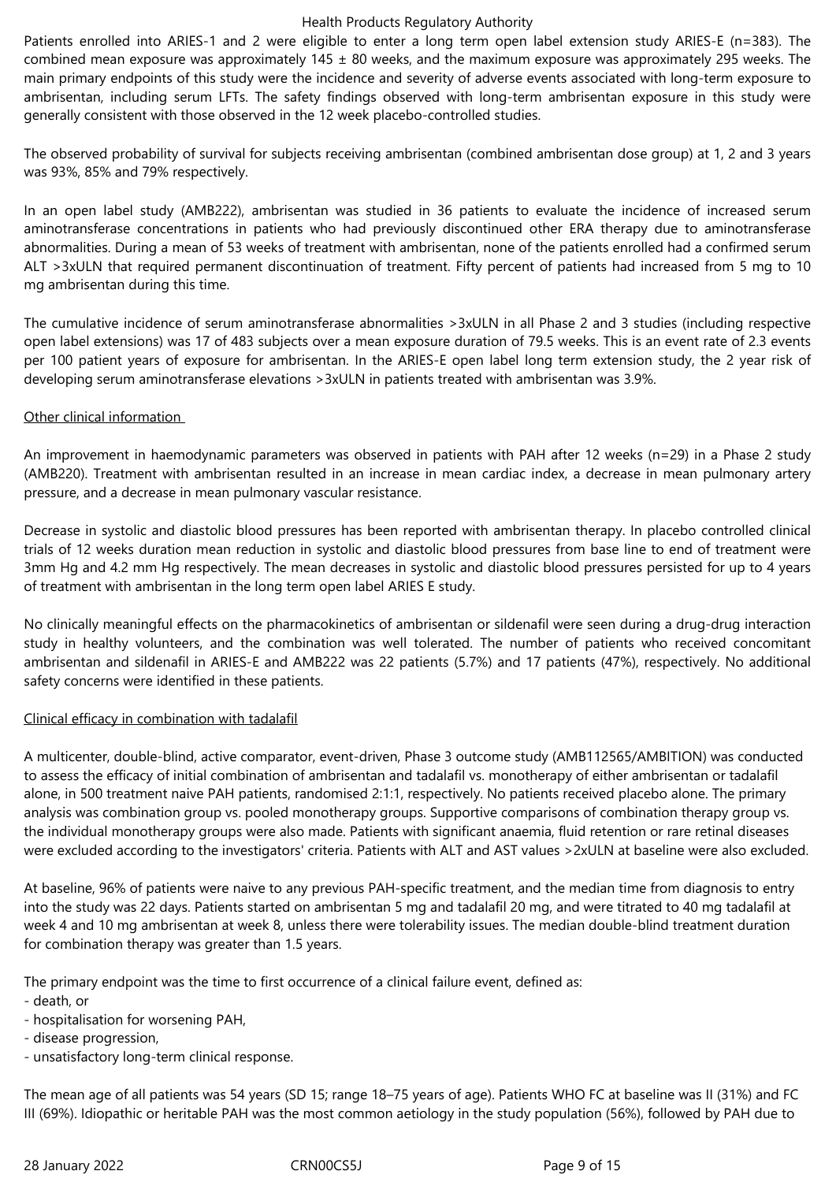Patients enrolled into ARIES-1 and 2 were eligible to enter a long term open label extension study ARIES-E (n=383). The combined mean exposure was approximately 145 ± 80 weeks, and the maximum exposure was approximately 295 weeks. The main primary endpoints of this study were the incidence and severity of adverse events associated with long-term exposure to ambrisentan, including serum LFTs. The safety findings observed with long-term ambrisentan exposure in this study were generally consistent with those observed in the 12 week placebo-controlled studies.

The observed probability of survival for subjects receiving ambrisentan (combined ambrisentan dose group) at 1, 2 and 3 years was 93%, 85% and 79% respectively.

In an open label study (AMB222), ambrisentan was studied in 36 patients to evaluate the incidence of increased serum aminotransferase concentrations in patients who had previously discontinued other ERA therapy due to aminotransferase abnormalities. During a mean of 53 weeks of treatment with ambrisentan, none of the patients enrolled had a confirmed serum ALT >3xULN that required permanent discontinuation of treatment. Fifty percent of patients had increased from 5 mg to 10 mg ambrisentan during this time.

The cumulative incidence of serum aminotransferase abnormalities >3xULN in all Phase 2 and 3 studies (including respective open label extensions) was 17 of 483 subjects over a mean exposure duration of 79.5 weeks. This is an event rate of 2.3 events per 100 patient years of exposure for ambrisentan. In the ARIES-E open label long term extension study, the 2 year risk of developing serum aminotransferase elevations >3xULN in patients treated with ambrisentan was 3.9%.

Other clinical information

An improvement in haemodynamic parameters was observed in patients with PAH after 12 weeks (n=29) in a Phase 2 study (AMB220). Treatment with ambrisentan resulted in an increase in mean cardiac index, a decrease in mean pulmonary artery pressure, and a decrease in mean pulmonary vascular resistance.

Decrease in systolic and diastolic blood pressures has been reported with ambrisentan therapy. In placebo controlled clinical trials of 12 weeks duration mean reduction in systolic and diastolic blood pressures from base line to end of treatment were 3mm Hg and 4.2 mm Hg respectively. The mean decreases in systolic and diastolic blood pressures persisted for up to 4 years of treatment with ambrisentan in the long term open label ARIES E study.

No clinically meaningful effects on the pharmacokinetics of ambrisentan or sildenafil were seen during a drug-drug interaction study in healthy volunteers, and the combination was well tolerated. The number of patients who received concomitant ambrisentan and sildenafil in ARIES-E and AMB222 was 22 patients (5.7%) and 17 patients (47%), respectively. No additional safety concerns were identified in these patients.

Clinical efficacy in combination with tadalafil

A multicenter, double-blind, active comparator, event-driven, Phase 3 outcome study (AMB112565/AMBITION) was conducted to assess the efficacy of initial combination of ambrisentan and tadalafil vs. monotherapy of either ambrisentan or tadalafil alone, in 500 treatment naive PAH patients, randomised 2:1:1, respectively. No patients received placebo alone. The primary analysis was combination group vs. pooled monotherapy groups. Supportive comparisons of combination therapy group vs. the individual monotherapy groups were also made. Patients with significant anaemia, fluid retention or rare retinal diseases were excluded according to the investigators' criteria. Patients with ALT and AST values >2xULN at baseline were also excluded.

At baseline, 96% of patients were naive to any previous PAH-specific treatment, and the median time from diagnosis to entry into the study was 22 days. Patients started on ambrisentan 5 mg and tadalafil 20 mg, and were titrated to 40 mg tadalafil at week 4 and 10 mg ambrisentan at week 8, unless there were tolerability issues. The median double-blind treatment duration for combination therapy was greater than 1.5 years.

The primary endpoint was the time to first occurrence of a clinical failure event, defined as:
- death, or
- hospitalisation for worsening PAH,
- disease progression,
- unsatisfactory long-term clinical response.

The mean age of all patients was 54 years (SD 15; range 18–75 years of age). Patients WHO FC at baseline was II (31%) and FC III (69%). Idiopathic or heritable PAH was the most common aetiology in the study population (56%), followed by PAH due to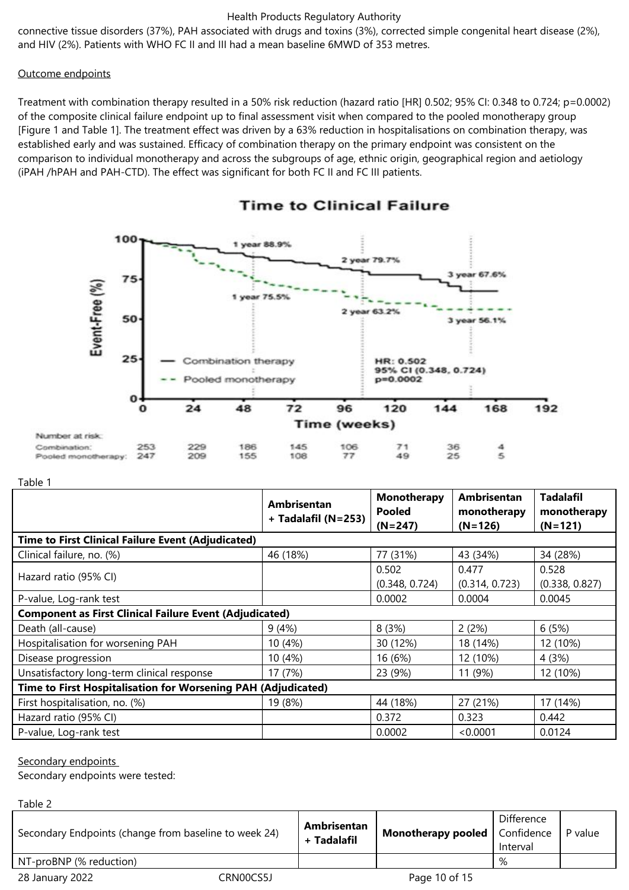connective tissue disorders (37%), PAH associated with drugs and toxins (3%), corrected simple congenital heart disease (2%), and HIV (2%). Patients with WHO FC II and III had a mean baseline 6MWD of 353 metres.

Outcome endpoints

Treatment with combination therapy resulted in a 50% risk reduction (hazard ratio [HR] 0.502; 95% CI: 0.348 to 0.724; p=0.0002) of the composite clinical failure endpoint up to final assessment visit when compared to the pooled monotherapy group [Figure 1 and Table 1]. The treatment effect was driven by a 63% reduction in hospitalisations on combination therapy, was established early and was sustained. Efficacy of combination therapy on the primary endpoint was consistent on the comparison to individual monotherapy and across the subgroups of age, ethnic origin, geographical region and aetiology (iPAH /hPAH and PAH-CTD). The effect was significant for both FC II and FC III patients.

Time to Clinical Failure

| Number at risk: | 0 | 24 | 48 | 72 | 96 | 120 | 144 | 168 |
|---|---|---|---|---|---|---|---|---|
| Combination: | 253 | 229 | 186 | 145 | 106 | 71 | 36 | 4 |
| Pooled monotherapy: | 247 | 209 | 155 | 108 | 77 | 49 | 25 | 5 |

Table 1

| | Ambrisentan + Tadalafil (N=253) | Monotherapy Pooled (N=247) | Ambrisentan monotherapy (N=126) | Tadalafil monotherapy (N=121) |
|---|---|---|---|---|
| **Time to First Clinical Failure Event (Adjudicated)** | | | | |
| Clinical failure, no. (%) | 46 (18%) | 77 (31%) | 43 (34%) | 34 (28%) |
| Hazard ratio (95% CI) | | 0.502 (0.348, 0.724) | 0.477 (0.314, 0.723) | 0.528 (0.338, 0.827) |
| P-value, Log-rank test | | 0.0002 | 0.0004 | 0.0045 |
| **Component as First Clinical Failure Event (Adjudicated)** | | | | |
| Death (all-cause) | 9 (4%) | 8 (3%) | 2 (2%) | 6 (5%) |
| Hospitalisation for worsening PAH | 10 (4%) | 30 (12%) | 18 (14%) | 12 (10%) |
| Disease progression | 10 (4%) | 16 (6%) | 12 (10%) | 4 (3%) |
| Unsatisfactory long-term clinical response | 17 (7%) | 23 (9%) | 11 (9%) | 12 (10%) |
| **Time to First Hospitalisation for Worsening PAH (Adjudicated)** | | | | |
| First hospitalisation, no. (%) | 19 (8%) | 44 (18%) | 27 (21%) | 17 (14%) |
| Hazard ratio (95% CI) | | 0.372 | 0.323 | 0.442 |
| P-value, Log-rank test | | 0.0002 | <0.0001 | 0.0124 |

Secondary endpoints

Secondary endpoints were tested:

Table 2

| Secondary Endpoints (change from baseline to week 24) | Ambrisentan + Tadalafil | Monotherapy pooled | Difference Confidence Interval | P value |
|---|---|---|---|---|
| NT-proBNP (% reduction) | | | % | |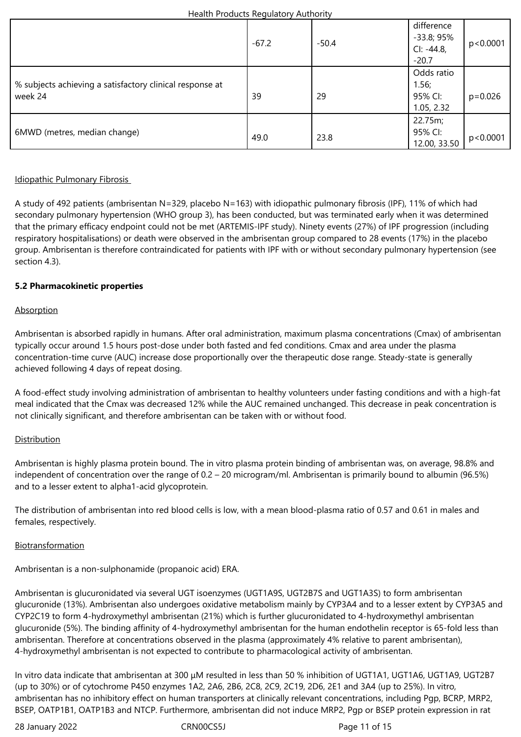| | | | | |
|---|---|---|---|---|
| | -67.2 | -50.4 | difference -33.8; 95% CI: -44.8, -20.7 | p<0.0001 |
| % subjects achieving a satisfactory clinical response at week 24 | 39 | 29 | Odds ratio 1.56; 95% CI: 1.05, 2.32 | p=0.026 |
| 6MWD (metres, median change) | 49.0 | 23.8 | 22.75m; 95% CI: 12.00, 33.50 | p<0.0001 |

Idiopathic Pulmonary Fibrosis

A study of 492 patients (ambrisentan N=329, placebo N=163) with idiopathic pulmonary fibrosis (IPF), 11% of which had secondary pulmonary hypertension (WHO group 3), has been conducted, but was terminated early when it was determined that the primary efficacy endpoint could not be met (ARTEMIS-IPF study). Ninety events (27%) of IPF progression (including respiratory hospitalisations) or death were observed in the ambrisentan group compared to 28 events (17%) in the placebo group. Ambrisentan is therefore contraindicated for patients with IPF with or without secondary pulmonary hypertension (see section 4.3).

**5.2 Pharmacokinetic properties**

Absorption

Ambrisentan is absorbed rapidly in humans. After oral administration, maximum plasma concentrations (Cmax) of ambrisentan typically occur around 1.5 hours post-dose under both fasted and fed conditions. Cmax and area under the plasma concentration-time curve (AUC) increase dose proportionally over the therapeutic dose range. Steady-state is generally achieved following 4 days of repeat dosing.

A food-effect study involving administration of ambrisentan to healthy volunteers under fasting conditions and with a high-fat meal indicated that the Cmax was decreased 12% while the AUC remained unchanged. This decrease in peak concentration is not clinically significant, and therefore ambrisentan can be taken with or without food.

Distribution

Ambrisentan is highly plasma protein bound. The in vitro plasma protein binding of ambrisentan was, on average, 98.8% and independent of concentration over the range of 0.2 – 20 microgram/ml. Ambrisentan is primarily bound to albumin (96.5%) and to a lesser extent to alpha1-acid glycoprotein.

The distribution of ambrisentan into red blood cells is low, with a mean blood-plasma ratio of 0.57 and 0.61 in males and females, respectively.

Biotransformation

Ambrisentan is a non-sulphonamide (propanoic acid) ERA.

Ambrisentan is glucuronidated via several UGT isoenzymes (UGT1A9S, UGT2B7S and UGT1A3S) to form ambrisentan glucuronide (13%). Ambrisentan also undergoes oxidative metabolism mainly by CYP3A4 and to a lesser extent by CYP3A5 and CYP2C19 to form 4-hydroxymethyl ambrisentan (21%) which is further glucuronidated to 4-hydroxymethyl ambrisentan glucuronide (5%). The binding affinity of 4-hydroxymethyl ambrisentan for the human endothelin receptor is 65-fold less than ambrisentan. Therefore at concentrations observed in the plasma (approximately 4% relative to parent ambrisentan), 4-hydroxymethyl ambrisentan is not expected to contribute to pharmacological activity of ambrisentan.

In vitro data indicate that ambrisentan at 300 µM resulted in less than 50 % inhibition of UGT1A1, UGT1A6, UGT1A9, UGT2B7 (up to 30%) or of cytochrome P450 enzymes 1A2, 2A6, 2B6, 2C8, 2C9, 2C19, 2D6, 2E1 and 3A4 (up to 25%). In vitro, ambrisentan has no inhibitory effect on human transporters at clinically relevant concentrations, including Pgp, BCRP, MRP2, BSEP, OATP1B1, OATP1B3 and NTCP. Furthermore, ambrisentan did not induce MRP2, Pgp or BSEP protein expression in rat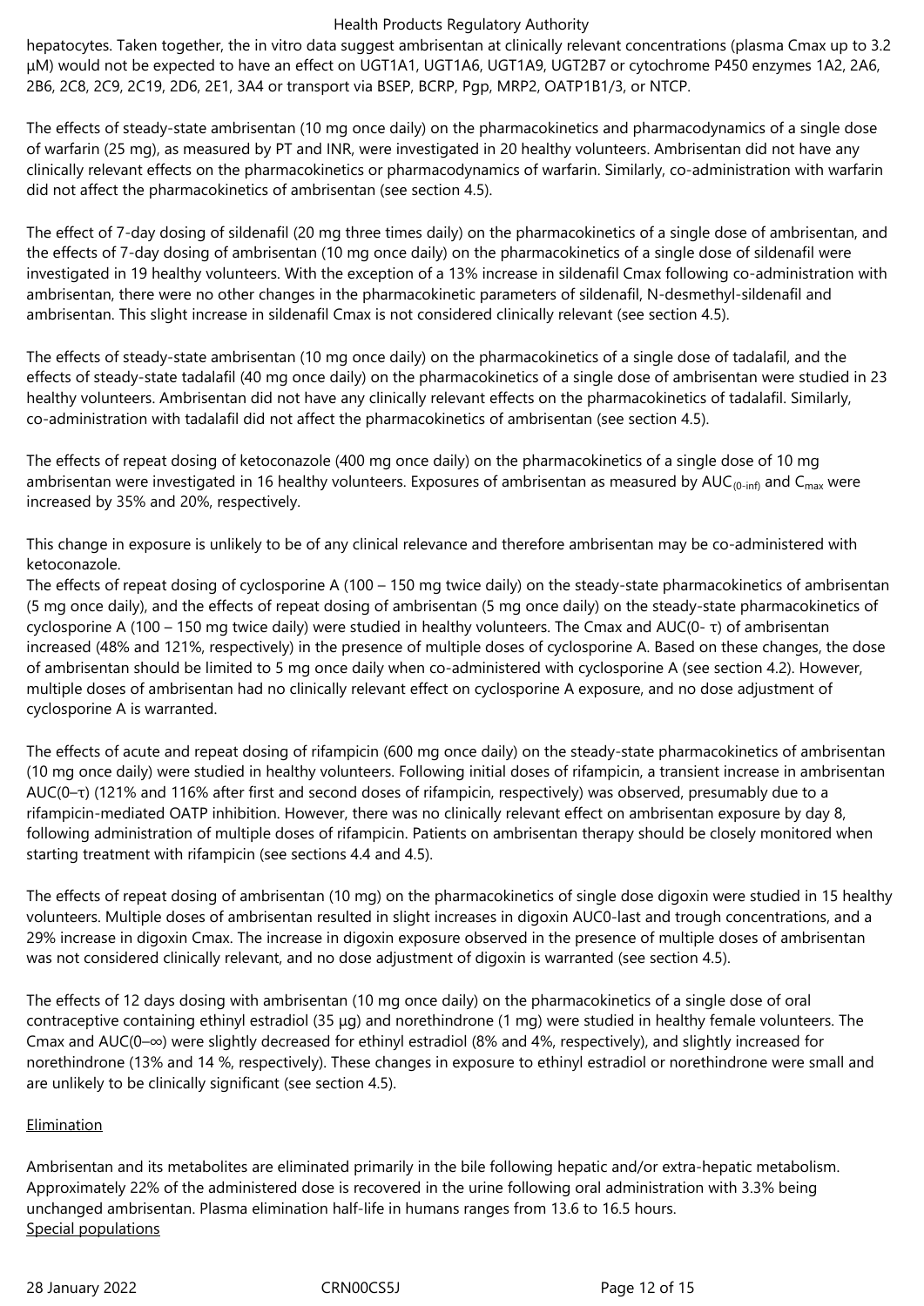hepatocytes. Taken together, the in vitro data suggest ambrisentan at clinically relevant concentrations (plasma Cmax up to 3.2 µM) would not be expected to have an effect on UGT1A1, UGT1A6, UGT1A9, UGT2B7 or cytochrome P450 enzymes 1A2, 2A6, 2B6, 2C8, 2C9, 2C19, 2D6, 2E1, 3A4 or transport via BSEP, BCRP, Pgp, MRP2, OATP1B1/3, or NTCP.

The effects of steady-state ambrisentan (10 mg once daily) on the pharmacokinetics and pharmacodynamics of a single dose of warfarin (25 mg), as measured by PT and INR, were investigated in 20 healthy volunteers. Ambrisentan did not have any clinically relevant effects on the pharmacokinetics or pharmacodynamics of warfarin. Similarly, co-administration with warfarin did not affect the pharmacokinetics of ambrisentan (see section 4.5).

The effect of 7-day dosing of sildenafil (20 mg three times daily) on the pharmacokinetics of a single dose of ambrisentan, and the effects of 7-day dosing of ambrisentan (10 mg once daily) on the pharmacokinetics of a single dose of sildenafil were investigated in 19 healthy volunteers. With the exception of a 13% increase in sildenafil Cmax following co-administration with ambrisentan, there were no other changes in the pharmacokinetic parameters of sildenafil, N-desmethyl-sildenafil and ambrisentan. This slight increase in sildenafil Cmax is not considered clinically relevant (see section 4.5).

The effects of steady-state ambrisentan (10 mg once daily) on the pharmacokinetics of a single dose of tadalafil, and the effects of steady-state tadalafil (40 mg once daily) on the pharmacokinetics of a single dose of ambrisentan were studied in 23 healthy volunteers. Ambrisentan did not have any clinically relevant effects on the pharmacokinetics of tadalafil. Similarly, co-administration with tadalafil did not affect the pharmacokinetics of ambrisentan (see section 4.5).

The effects of repeat dosing of ketoconazole (400 mg once daily) on the pharmacokinetics of a single dose of 10 mg ambrisentan were investigated in 16 healthy volunteers. Exposures of ambrisentan as measured by $AUC_{(0\text{-}inf)}$ and $C_{max}$ were increased by 35% and 20%, respectively.

This change in exposure is unlikely to be of any clinical relevance and therefore ambrisentan may be co-administered with ketoconazole.
The effects of repeat dosing of cyclosporine A (100 – 150 mg twice daily) on the steady-state pharmacokinetics of ambrisentan (5 mg once daily), and the effects of repeat dosing of ambrisentan (5 mg once daily) on the steady-state pharmacokinetics of cyclosporine A (100 – 150 mg twice daily) were studied in healthy volunteers. The Cmax and AUC(0- τ) of ambrisentan increased (48% and 121%, respectively) in the presence of multiple doses of cyclosporine A. Based on these changes, the dose of ambrisentan should be limited to 5 mg once daily when co-administered with cyclosporine A (see section 4.2). However, multiple doses of ambrisentan had no clinically relevant effect on cyclosporine A exposure, and no dose adjustment of cyclosporine A is warranted.

The effects of acute and repeat dosing of rifampicin (600 mg once daily) on the steady-state pharmacokinetics of ambrisentan (10 mg once daily) were studied in healthy volunteers. Following initial doses of rifampicin, a transient increase in ambrisentan AUC(0–τ) (121% and 116% after first and second doses of rifampicin, respectively) was observed, presumably due to a rifampicin-mediated OATP inhibition. However, there was no clinically relevant effect on ambrisentan exposure by day 8, following administration of multiple doses of rifampicin. Patients on ambrisentan therapy should be closely monitored when starting treatment with rifampicin (see sections 4.4 and 4.5).

The effects of repeat dosing of ambrisentan (10 mg) on the pharmacokinetics of single dose digoxin were studied in 15 healthy volunteers. Multiple doses of ambrisentan resulted in slight increases in digoxin AUC0-last and trough concentrations, and a 29% increase in digoxin Cmax. The increase in digoxin exposure observed in the presence of multiple doses of ambrisentan was not considered clinically relevant, and no dose adjustment of digoxin is warranted (see section 4.5).

The effects of 12 days dosing with ambrisentan (10 mg once daily) on the pharmacokinetics of a single dose of oral contraceptive containing ethinyl estradiol (35 µg) and norethindrone (1 mg) were studied in healthy female volunteers. The Cmax and AUC(0–∞) were slightly decreased for ethinyl estradiol (8% and 4%, respectively), and slightly increased for norethindrone (13% and 14 %, respectively). These changes in exposure to ethinyl estradiol or norethindrone were small and are unlikely to be clinically significant (see section 4.5).

Elimination

Ambrisentan and its metabolites are eliminated primarily in the bile following hepatic and/or extra-hepatic metabolism. Approximately 22% of the administered dose is recovered in the urine following oral administration with 3.3% being unchanged ambrisentan. Plasma elimination half-life in humans ranges from 13.6 to 16.5 hours.
Special populations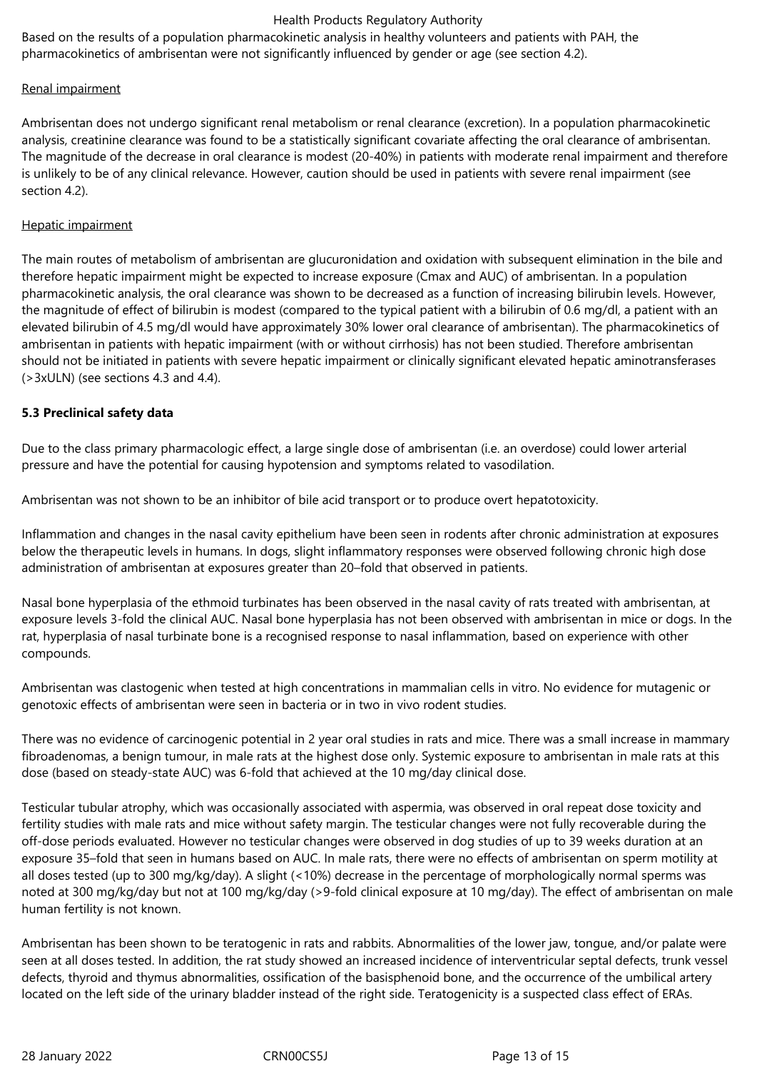Based on the results of a population pharmacokinetic analysis in healthy volunteers and patients with PAH, the pharmacokinetics of ambrisentan were not significantly influenced by gender or age (see section 4.2).

Renal impairment

Ambrisentan does not undergo significant renal metabolism or renal clearance (excretion). In a population pharmacokinetic analysis, creatinine clearance was found to be a statistically significant covariate affecting the oral clearance of ambrisentan. The magnitude of the decrease in oral clearance is modest (20-40%) in patients with moderate renal impairment and therefore is unlikely to be of any clinical relevance. However, caution should be used in patients with severe renal impairment (see section 4.2).

Hepatic impairment

The main routes of metabolism of ambrisentan are glucuronidation and oxidation with subsequent elimination in the bile and therefore hepatic impairment might be expected to increase exposure (Cmax and AUC) of ambrisentan. In a population pharmacokinetic analysis, the oral clearance was shown to be decreased as a function of increasing bilirubin levels. However, the magnitude of effect of bilirubin is modest (compared to the typical patient with a bilirubin of 0.6 mg/dl, a patient with an elevated bilirubin of 4.5 mg/dl would have approximately 30% lower oral clearance of ambrisentan). The pharmacokinetics of ambrisentan in patients with hepatic impairment (with or without cirrhosis) has not been studied. Therefore ambrisentan should not be initiated in patients with severe hepatic impairment or clinically significant elevated hepatic aminotransferases (>3xULN) (see sections 4.3 and 4.4).

**5.3 Preclinical safety data**

Due to the class primary pharmacologic effect, a large single dose of ambrisentan (i.e. an overdose) could lower arterial pressure and have the potential for causing hypotension and symptoms related to vasodilation.

Ambrisentan was not shown to be an inhibitor of bile acid transport or to produce overt hepatotoxicity.

Inflammation and changes in the nasal cavity epithelium have been seen in rodents after chronic administration at exposures below the therapeutic levels in humans. In dogs, slight inflammatory responses were observed following chronic high dose administration of ambrisentan at exposures greater than 20–fold that observed in patients.

Nasal bone hyperplasia of the ethmoid turbinates has been observed in the nasal cavity of rats treated with ambrisentan, at exposure levels 3-fold the clinical AUC. Nasal bone hyperplasia has not been observed with ambrisentan in mice or dogs. In the rat, hyperplasia of nasal turbinate bone is a recognised response to nasal inflammation, based on experience with other compounds.

Ambrisentan was clastogenic when tested at high concentrations in mammalian cells in vitro. No evidence for mutagenic or genotoxic effects of ambrisentan were seen in bacteria or in two in vivo rodent studies.

There was no evidence of carcinogenic potential in 2 year oral studies in rats and mice. There was a small increase in mammary fibroadenomas, a benign tumour, in male rats at the highest dose only. Systemic exposure to ambrisentan in male rats at this dose (based on steady-state AUC) was 6-fold that achieved at the 10 mg/day clinical dose.

Testicular tubular atrophy, which was occasionally associated with aspermia, was observed in oral repeat dose toxicity and fertility studies with male rats and mice without safety margin. The testicular changes were not fully recoverable during the off-dose periods evaluated. However no testicular changes were observed in dog studies of up to 39 weeks duration at an exposure 35–fold that seen in humans based on AUC. In male rats, there were no effects of ambrisentan on sperm motility at all doses tested (up to 300 mg/kg/day). A slight (<10%) decrease in the percentage of morphologically normal sperms was noted at 300 mg/kg/day but not at 100 mg/kg/day (>9-fold clinical exposure at 10 mg/day). The effect of ambrisentan on male human fertility is not known.

Ambrisentan has been shown to be teratogenic in rats and rabbits. Abnormalities of the lower jaw, tongue, and/or palate were seen at all doses tested. In addition, the rat study showed an increased incidence of interventricular septal defects, trunk vessel defects, thyroid and thymus abnormalities, ossification of the basisphenoid bone, and the occurrence of the umbilical artery located on the left side of the urinary bladder instead of the right side. Teratogenicity is a suspected class effect of ERAs.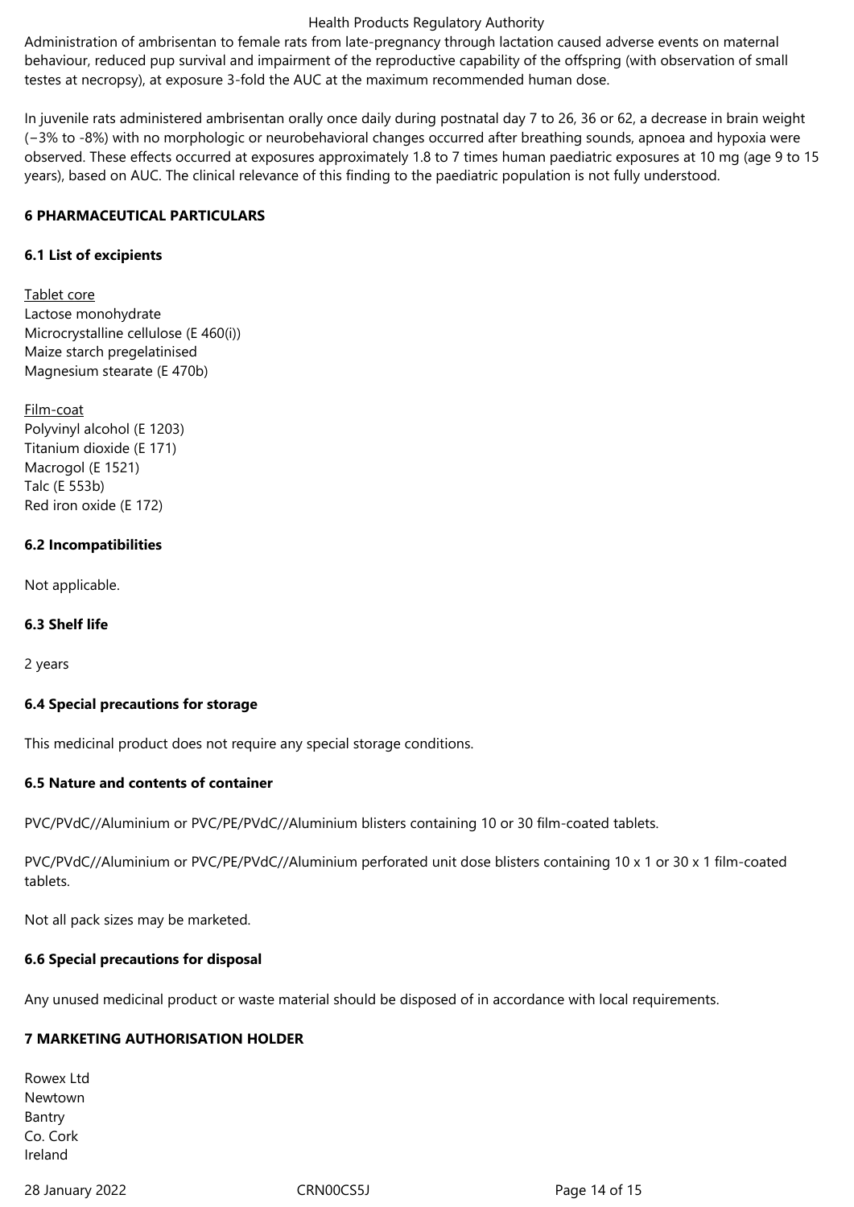Administration of ambrisentan to female rats from late-pregnancy through lactation caused adverse events on maternal behaviour, reduced pup survival and impairment of the reproductive capability of the offspring (with observation of small testes at necropsy), at exposure 3-fold the AUC at the maximum recommended human dose.

In juvenile rats administered ambrisentan orally once daily during postnatal day 7 to 26, 36 or 62, a decrease in brain weight (−3% to -8%) with no morphologic or neurobehavioral changes occurred after breathing sounds, apnoea and hypoxia were observed. These effects occurred at exposures approximately 1.8 to 7 times human paediatric exposures at 10 mg (age 9 to 15 years), based on AUC. The clinical relevance of this finding to the paediatric population is not fully understood.

## 6 PHARMACEUTICAL PARTICULARS

### 6.1 List of excipients

Tablet core
Lactose monohydrate
Microcrystalline cellulose (E 460(i))
Maize starch pregelatinised
Magnesium stearate (E 470b)

Film-coat
Polyvinyl alcohol (E 1203)
Titanium dioxide (E 171)
Macrogol (E 1521)
Talc (E 553b)
Red iron oxide (E 172)

### 6.2 Incompatibilities

Not applicable.

### 6.3 Shelf life

2 years

### 6.4 Special precautions for storage

This medicinal product does not require any special storage conditions.

### 6.5 Nature and contents of container

PVC/PVdC//Aluminium or PVC/PE/PVdC//Aluminium blisters containing 10 or 30 film-coated tablets.

PVC/PVdC//Aluminium or PVC/PE/PVdC//Aluminium perforated unit dose blisters containing 10 x 1 or 30 x 1 film-coated tablets.

Not all pack sizes may be marketed.

### 6.6 Special precautions for disposal

Any unused medicinal product or waste material should be disposed of in accordance with local requirements.

## 7 MARKETING AUTHORISATION HOLDER

Rowex Ltd
Newtown
Bantry
Co. Cork
Ireland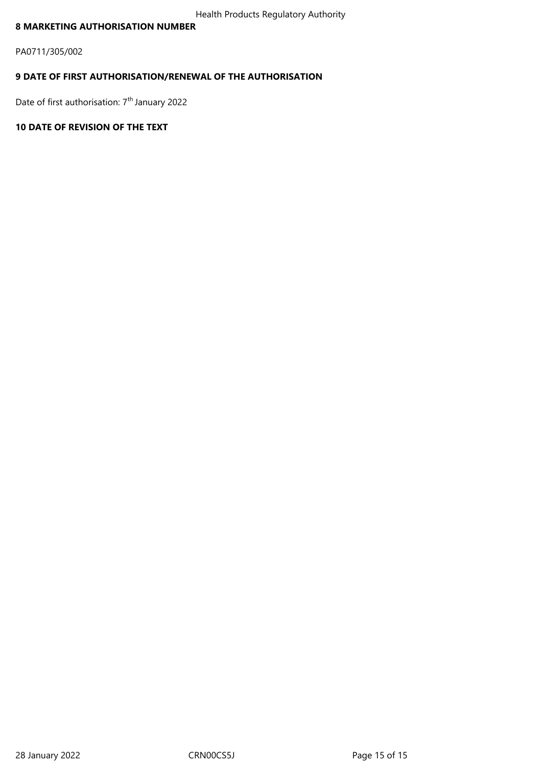## 8 MARKETING AUTHORISATION NUMBER

PA0711/305/002

## 9 DATE OF FIRST AUTHORISATION/RENEWAL OF THE AUTHORISATION

Date of first authorisation: $7^{th}$ January 2022

## 10 DATE OF REVISION OF THE TEXT